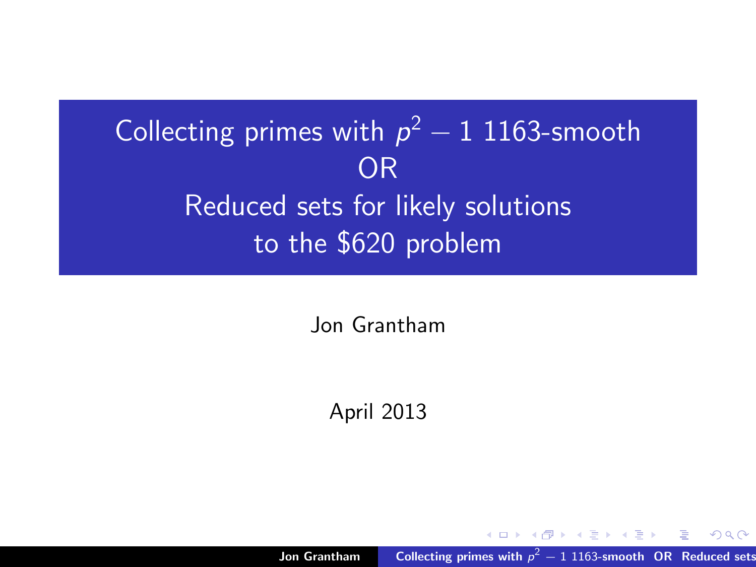# Collecting primes with $p^2 - 1$ 1163-smooth OR Reduced sets for likely solutions to the $620 problem

Jon Grantham

April 2013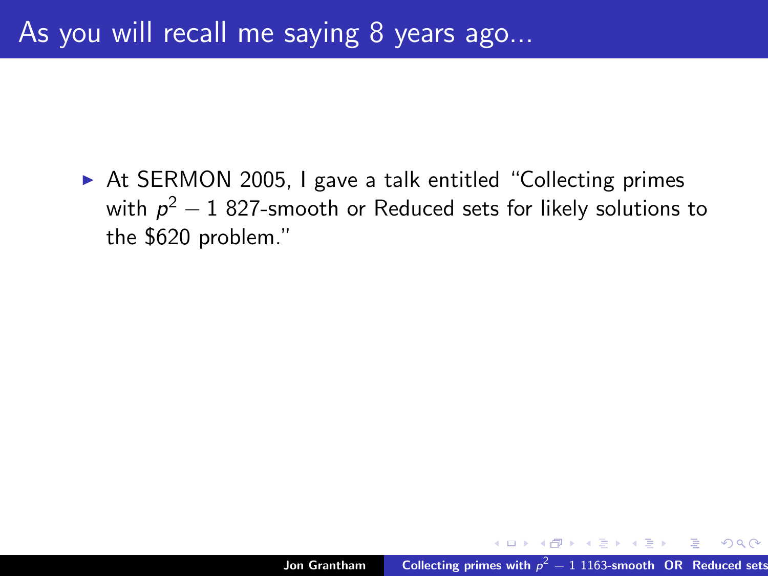# As you will recall me saying 8 years ago...

- At SERMON 2005, I gave a talk entitled "Collecting primes with $p^2 - 1$ 827-smooth or Reduced sets for likely solutions to the \$620 problem."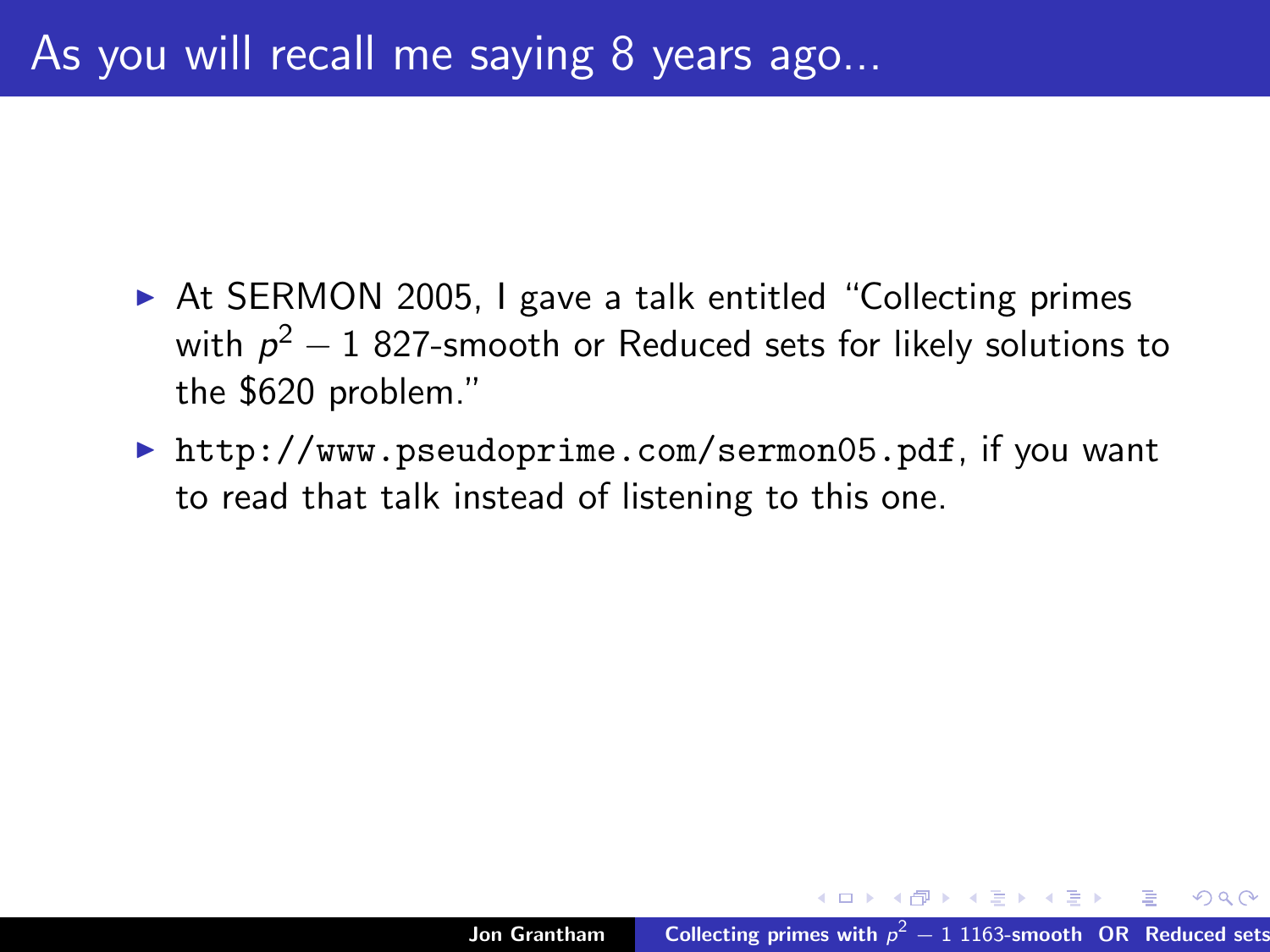# As you will recall me saying 8 years ago...

- At SERMON 2005, I gave a talk entitled "Collecting primes with $p^2 - 1$ 827-smooth or Reduced sets for likely solutions to the $620 problem."
- `http://www.pseudoprime.com/sermon05.pdf`, if you want to read that talk instead of listening to this one.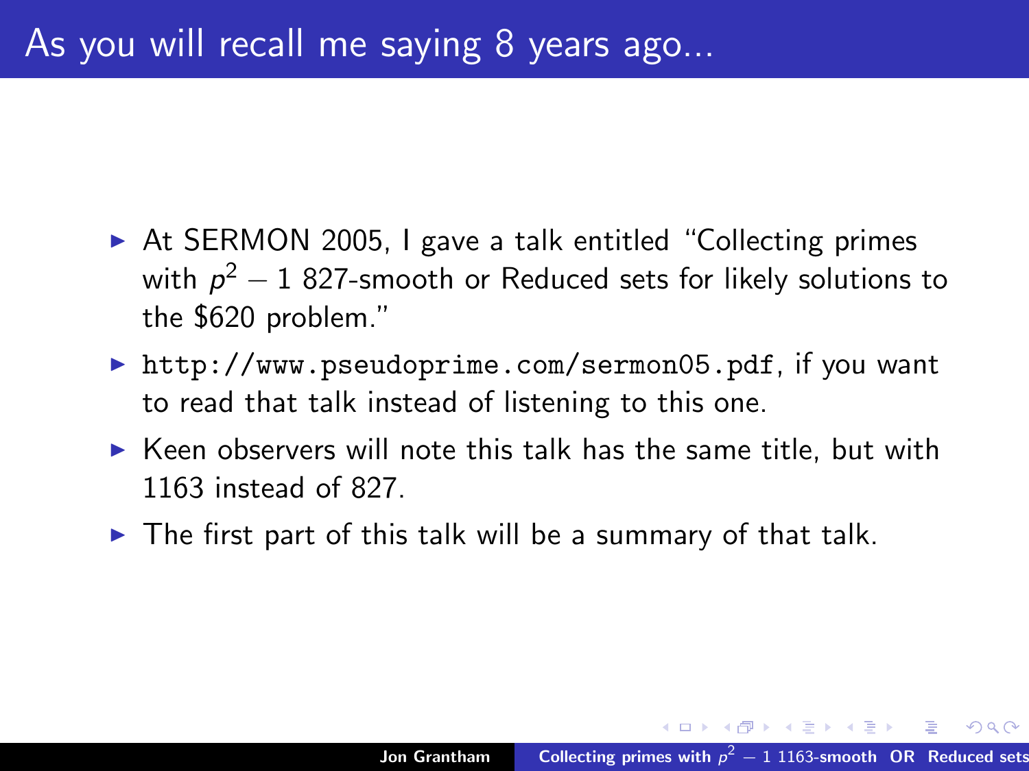# As you will recall me saying 8 years ago...

- At SERMON 2005, I gave a talk entitled "Collecting primes with $p^2 - 1$ 827-smooth or Reduced sets for likely solutions to the $620 problem."
- `http://www.pseudoprime.com/sermon05.pdf`, if you want to read that talk instead of listening to this one.
- Keen observers will note this talk has the same title, but with 1163 instead of 827.
- The first part of this talk will be a summary of that talk.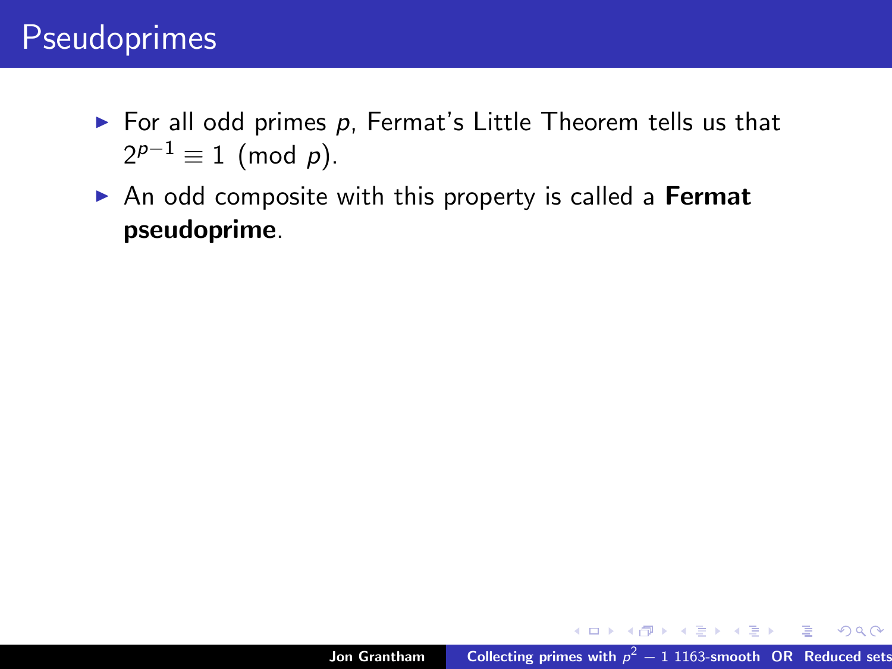# Pseudoprimes

- For all odd primes $p$, Fermat's Little Theorem tells us that $2^{p-1} \equiv 1 \pmod{p}$.
- An odd composite with this property is called a **Fermat pseudoprime**.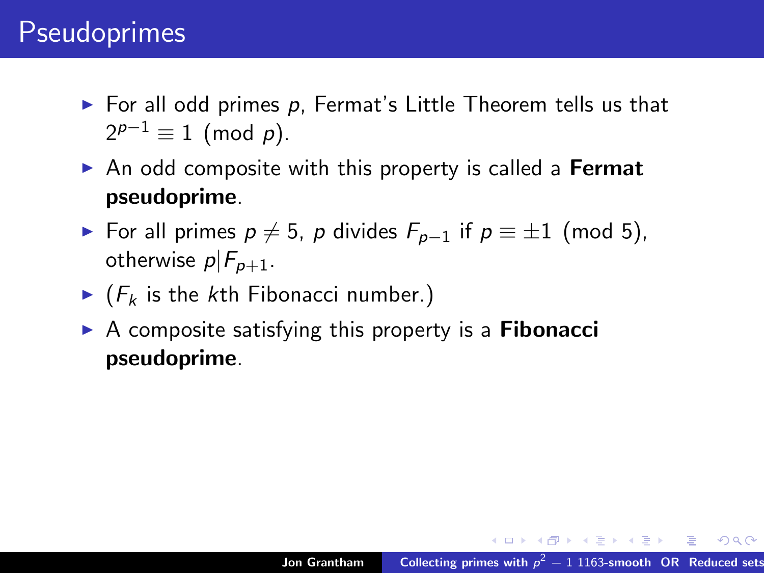# Pseudoprimes

- For all odd primes $p$, Fermat's Little Theorem tells us that $2^{p-1} \equiv 1 \pmod{p}$.
- An odd composite with this property is called a **Fermat pseudoprime**.
- For all primes $p \neq 5$, $p$ divides $F_{p-1}$ if $p \equiv \pm 1 \pmod{5}$, otherwise $p | F_{p+1}$.
- ($F_k$ is the $k$th Fibonacci number.)
- A composite satisfying this property is a **Fibonacci pseudoprime**.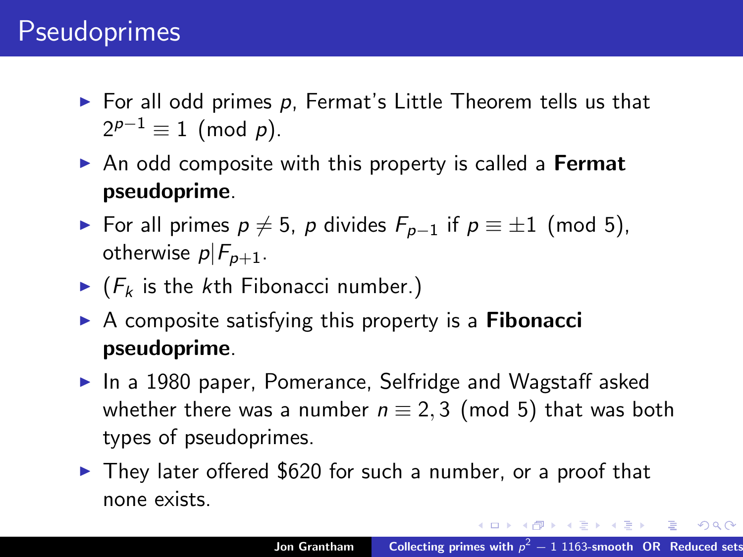# Pseudoprimes

- For all odd primes $p$, Fermat's Little Theorem tells us that $2^{p-1} \equiv 1 \pmod{p}$.
- An odd composite with this property is called a **Fermat pseudoprime**.
- For all primes $p \neq 5$, $p$ divides $F_{p-1}$ if $p \equiv \pm 1 \pmod{5}$, otherwise $p | F_{p+1}$.
- ($F_k$ is the $k$th Fibonacci number.)
- A composite satisfying this property is a **Fibonacci pseudoprime**.
- In a 1980 paper, Pomerance, Selfridge and Wagstaff asked whether there was a number $n \equiv 2, 3 \pmod{5}$ that was both types of pseudoprimes.
- They later offered $620 for such a number, or a proof that none exists.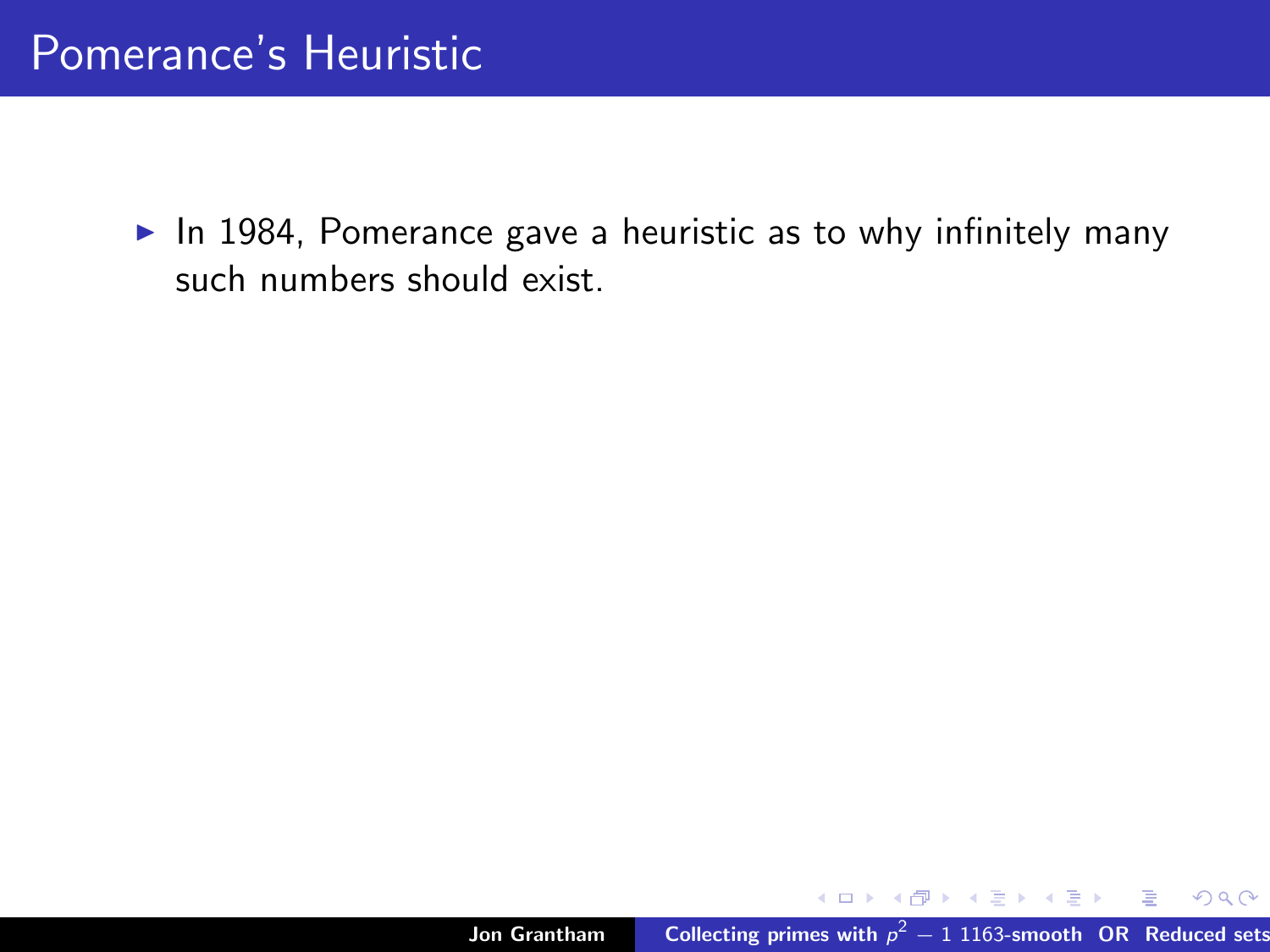# Pomerance's Heuristic

- In 1984, Pomerance gave a heuristic as to why infinitely many such numbers should exist.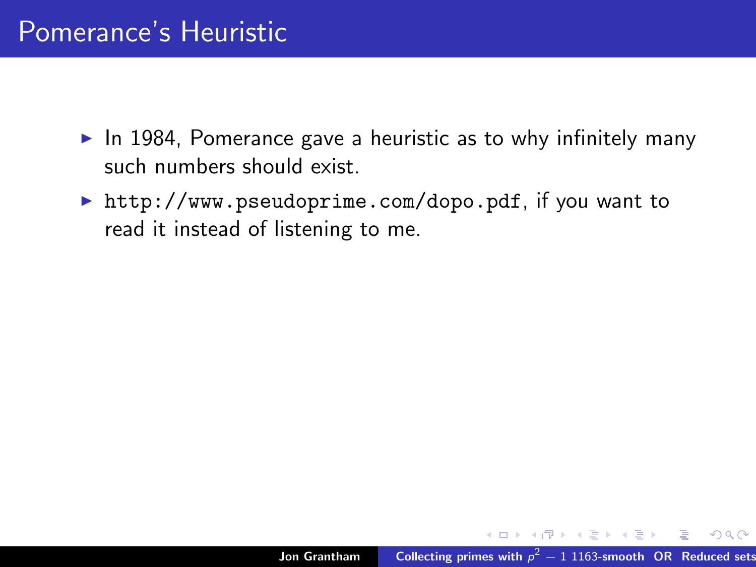# Pomerance's Heuristic

- In 1984, Pomerance gave a heuristic as to why infinitely many such numbers should exist.
- `http://www.pseudoprime.com/dopo.pdf`, if you want to read it instead of listening to me.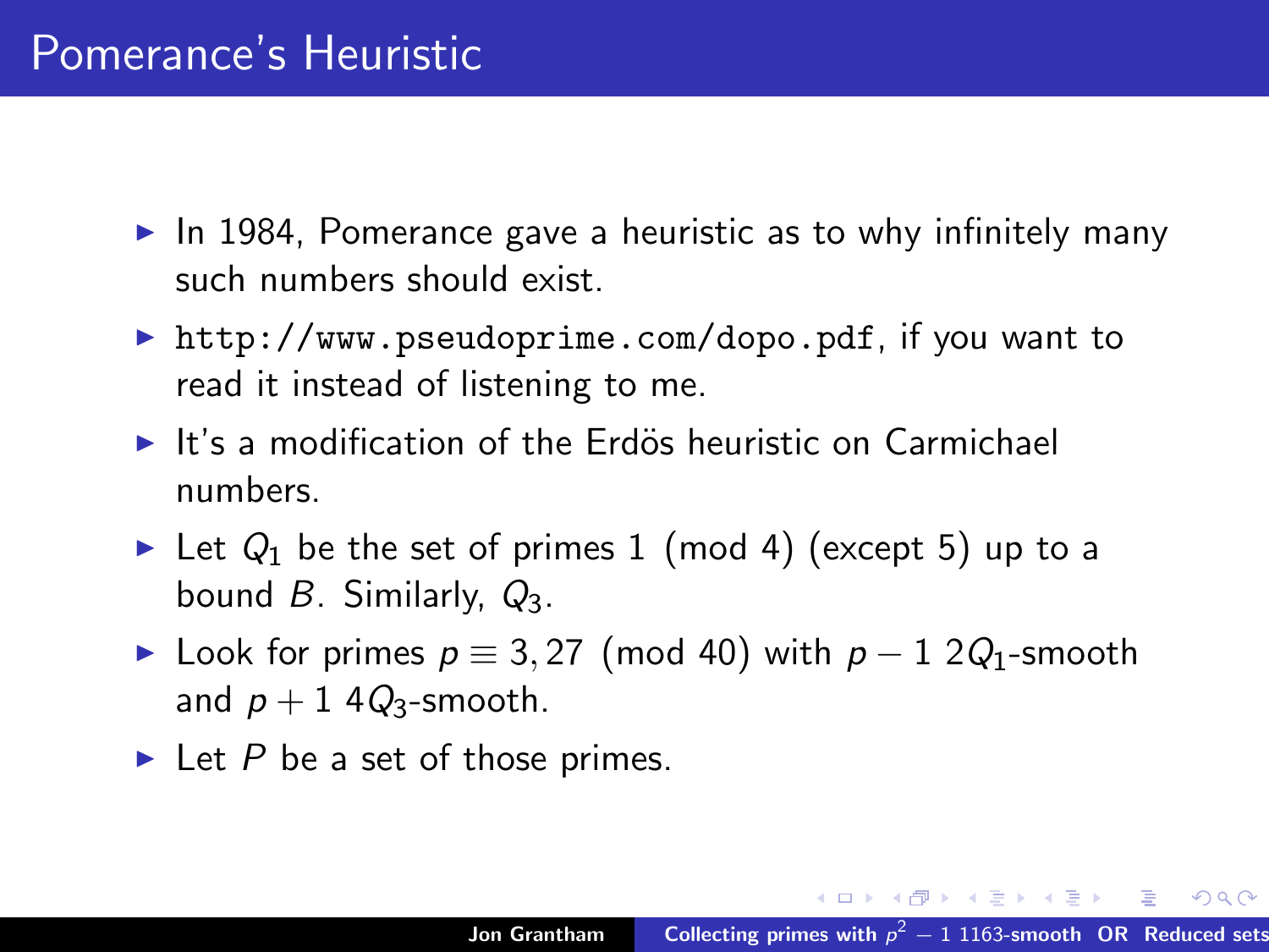# Pomerance's Heuristic

- In 1984, Pomerance gave a heuristic as to why infinitely many such numbers should exist.
- http://www.pseudoprime.com/dopo.pdf, if you want to read it instead of listening to me.
- It's a modification of the Erdös heuristic on Carmichael numbers.
- Let $Q_1$ be the set of primes $1 \pmod 4$ (except 5) up to a bound $B$. Similarly, $Q_3$.
- Look for primes $p \equiv 3, 27 \pmod{40}$ with $p - 1$ $2Q_1$-smooth and $p + 1$ $4Q_3$-smooth.
- Let $P$ be a set of those primes.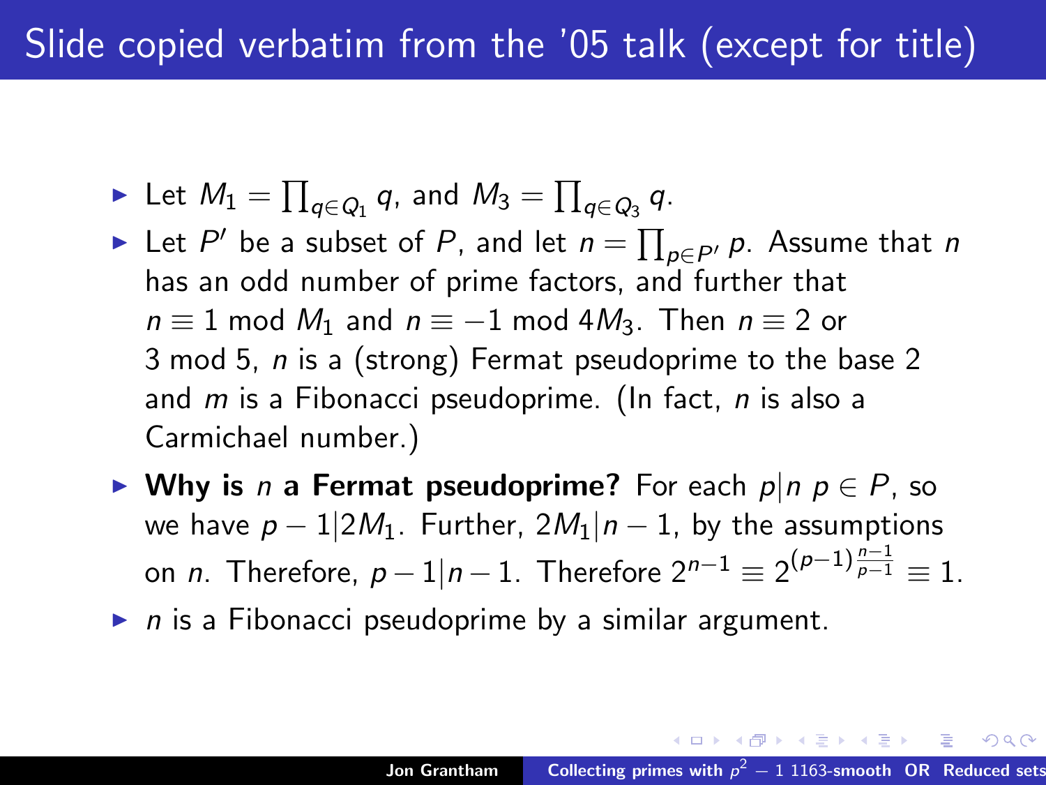# Slide copied verbatim from the '05 talk (except for title)

- Let $M_1 = \prod_{q \in Q_1} q$, and $M_3 = \prod_{q \in Q_3} q$.
- Let $P'$ be a subset of $P$, and let $n = \prod_{p \in P'} p$. Assume that $n$ has an odd number of prime factors, and further that $n \equiv 1 \bmod M_1$ and $n \equiv -1 \bmod 4M_3$. Then $n \equiv 2$ or $3 \bmod 5$, $n$ is a (strong) Fermat pseudoprime to the base 2 and $m$ is a Fibonacci pseudoprime. (In fact, $n$ is also a Carmichael number.)
- **Why is $n$ a Fermat pseudoprime?** For each $p|n$ $p \in P$, so we have $p - 1 | 2M_1$. Further, $2M_1 | n - 1$, by the assumptions on $n$. Therefore, $p - 1 | n - 1$. Therefore $2^{n-1} \equiv 2^{(p-1)\frac{n-1}{p-1}} \equiv 1$.
- $n$ is a Fibonacci pseudoprime by a similar argument.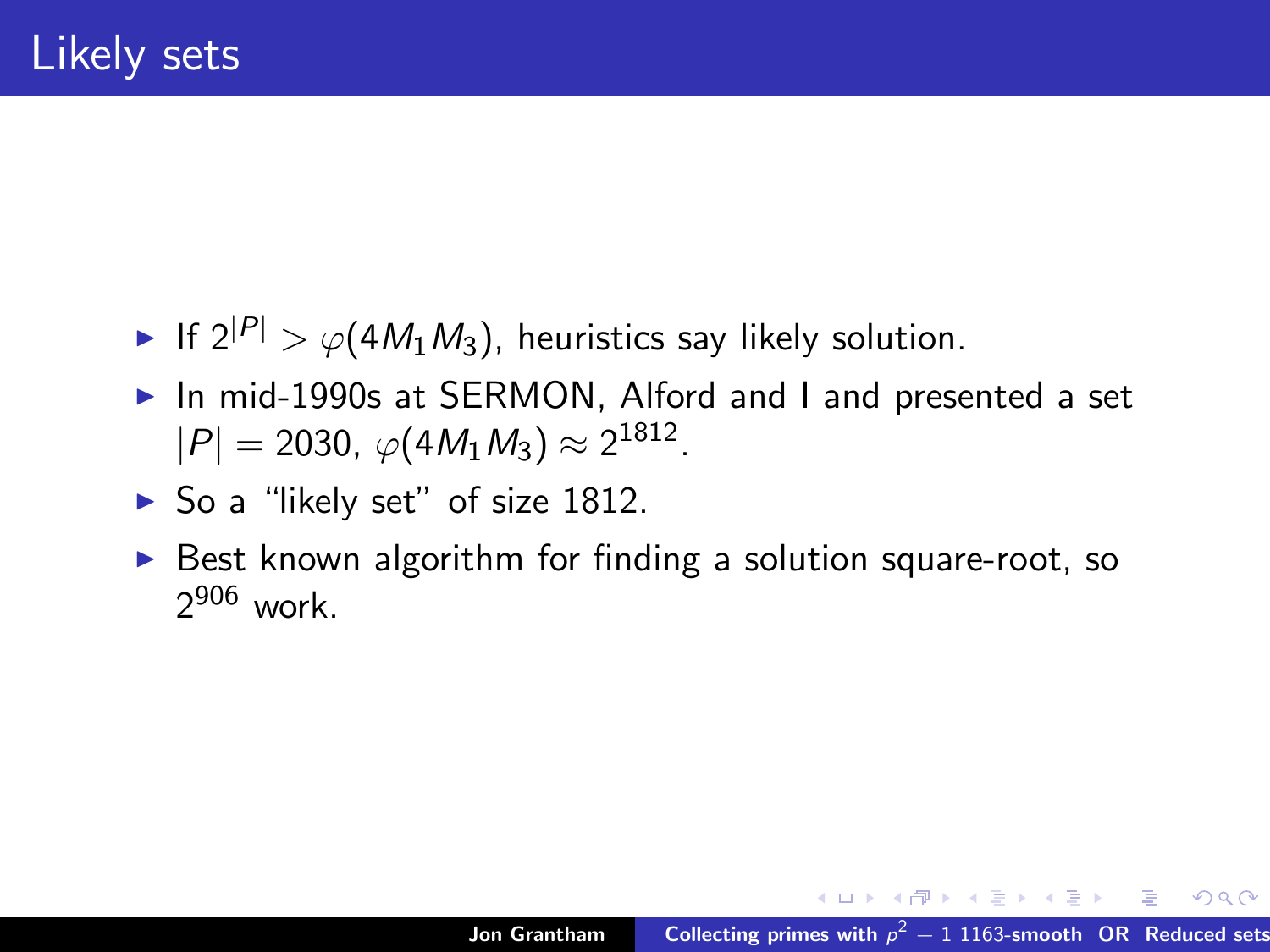# Likely sets

- If $2^{|P|} > \varphi(4M_1M_3)$, heuristics say likely solution.
- In mid-1990s at SERMON, Alford and I and presented a set $|P| = 2030$, $\varphi(4M_1M_3) \approx 2^{1812}$.
- So a "likely set" of size 1812.
- Best known algorithm for finding a solution square-root, so $2^{906}$ work.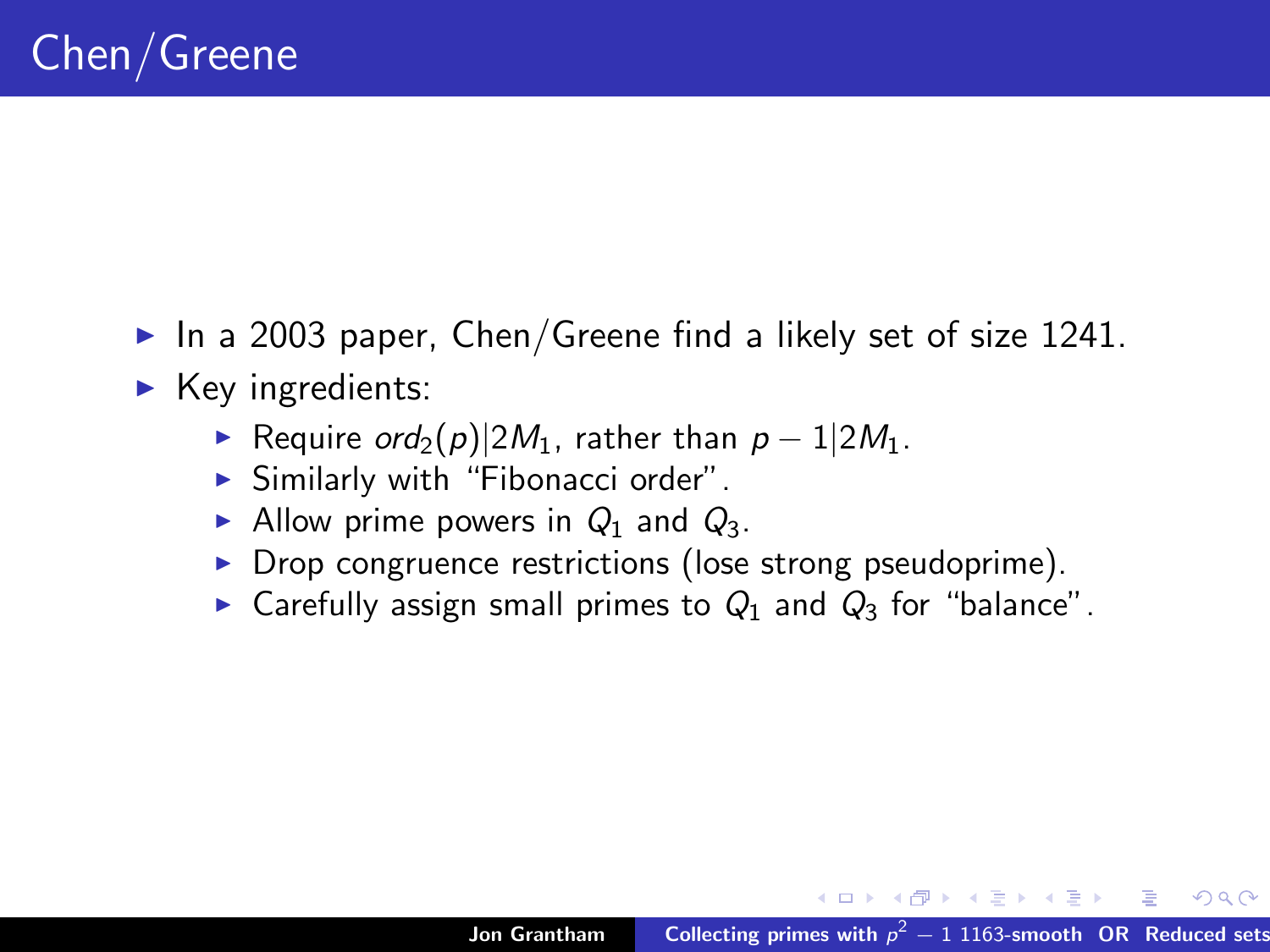# Chen/Greene

- In a 2003 paper, Chen/Greene find a likely set of size 1241.
- Key ingredients:
  - Require $ord_2(p) | 2M_1$, rather than $p - 1 | 2M_1$.
  - Similarly with "Fibonacci order".
  - Allow prime powers in $Q_1$ and $Q_3$.
  - Drop congruence restrictions (lose strong pseudoprime).
  - Carefully assign small primes to $Q_1$ and $Q_3$ for "balance".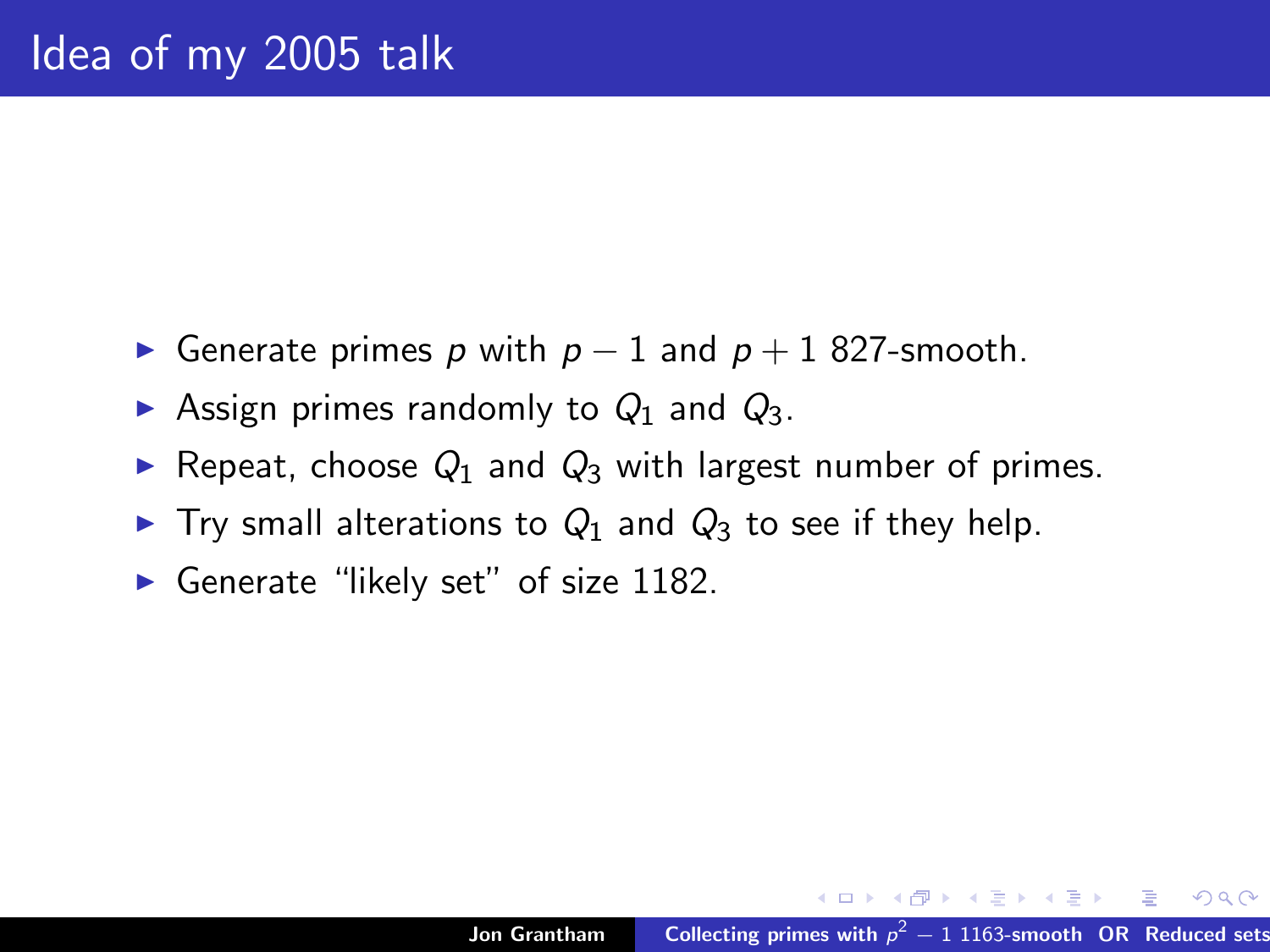# Idea of my 2005 talk

- Generate primes $p$ with $p - 1$ and $p + 1$ 827-smooth.
- Assign primes randomly to $Q_1$ and $Q_3$.
- Repeat, choose $Q_1$ and $Q_3$ with largest number of primes.
- Try small alterations to $Q_1$ and $Q_3$ to see if they help.
- Generate "likely set" of size 1182.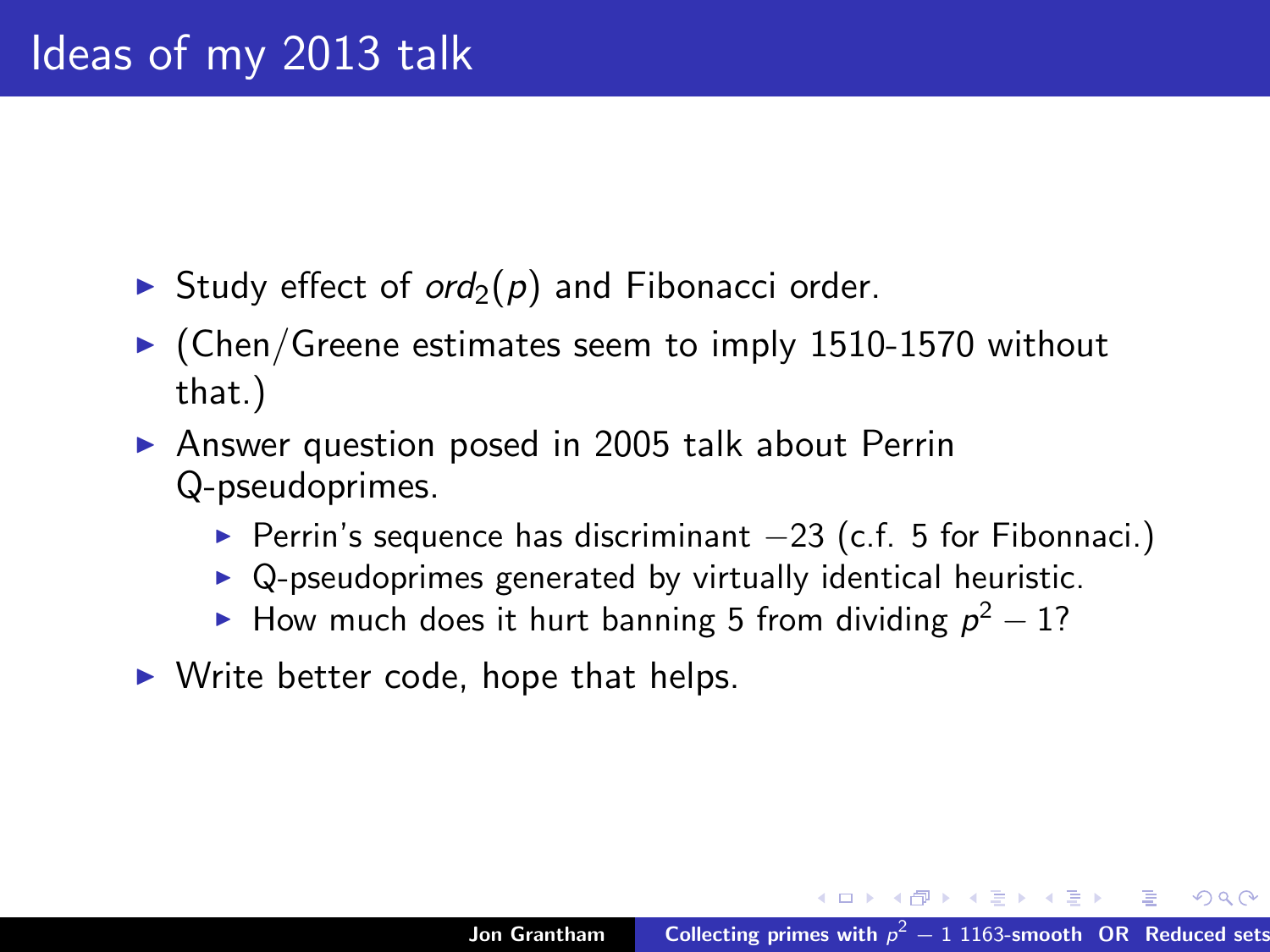# Ideas of my 2013 talk

- Study effect of $ord_2(p)$ and Fibonacci order.
- (Chen/Greene estimates seem to imply 1510-1570 without that.)
- Answer question posed in 2005 talk about Perrin Q-pseudoprimes.
  - Perrin's sequence has discriminant $-23$ (c.f. 5 for Fibonnaci.)
  - Q-pseudoprimes generated by virtually identical heuristic.
  - How much does it hurt banning 5 from dividing $p^2 - 1$?
- Write better code, hope that helps.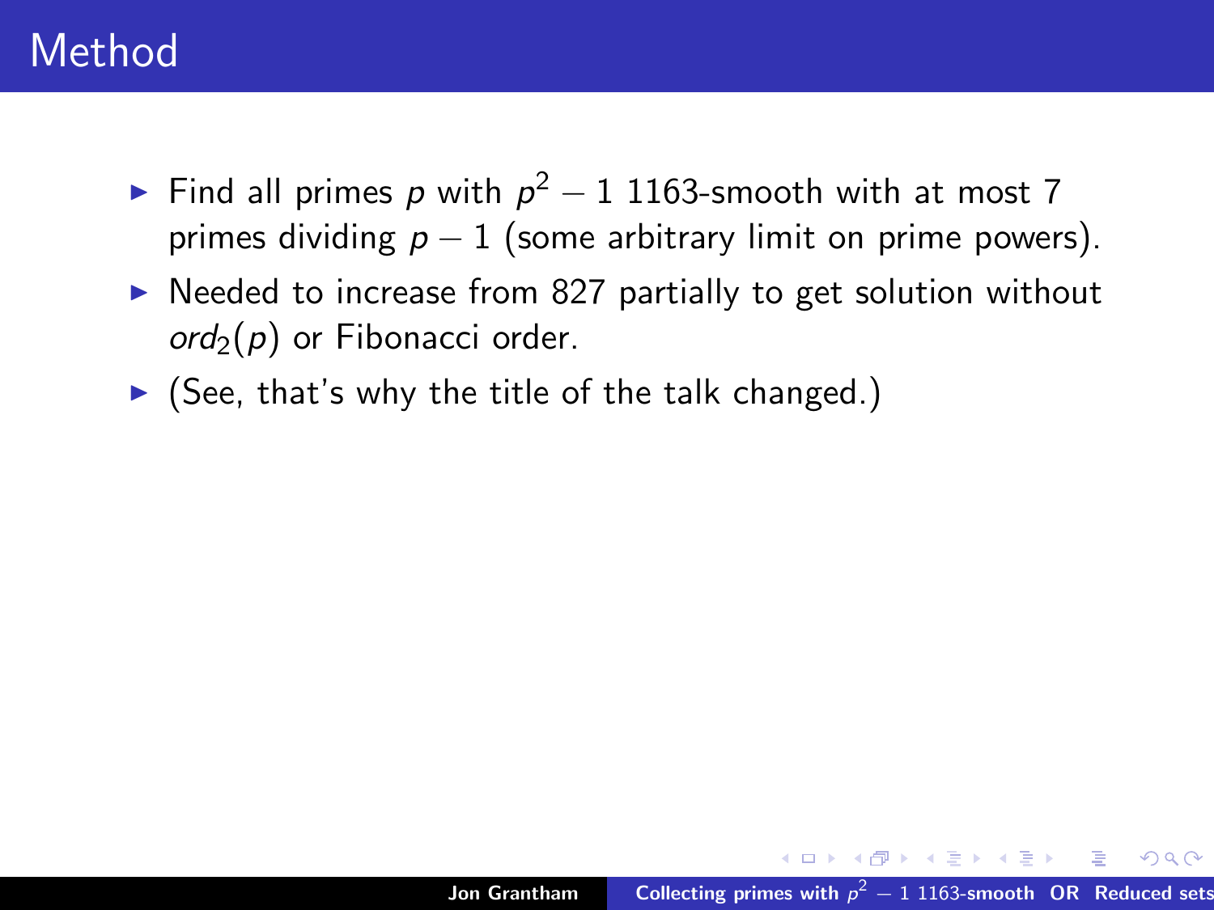# Method

- Find all primes $p$ with $p^2 - 1$ 1163-smooth with at most 7 primes dividing $p - 1$ (some arbitrary limit on prime powers).
- Needed to increase from 827 partially to get solution without $ord_2(p)$ or Fibonacci order.
- (See, that's why the title of the talk changed.)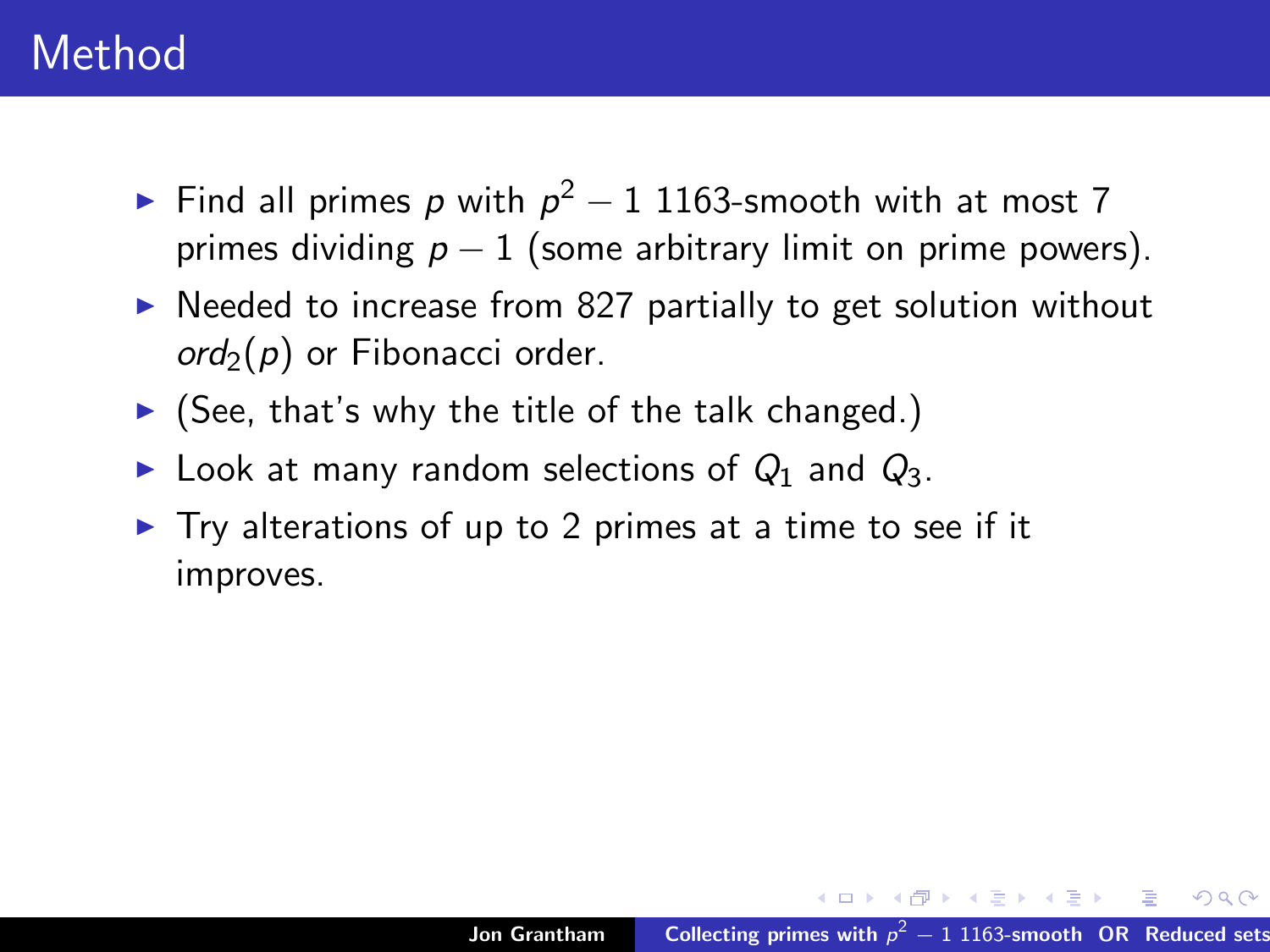# Method

- Find all primes $p$ with $p^2 - 1$ 1163-smooth with at most 7 primes dividing $p - 1$ (some arbitrary limit on prime powers).
- Needed to increase from 827 partially to get solution without $ord_2(p)$ or Fibonacci order.
- (See, that's why the title of the talk changed.)
- Look at many random selections of $Q_1$ and $Q_3$.
- Try alterations of up to 2 primes at a time to see if it improves.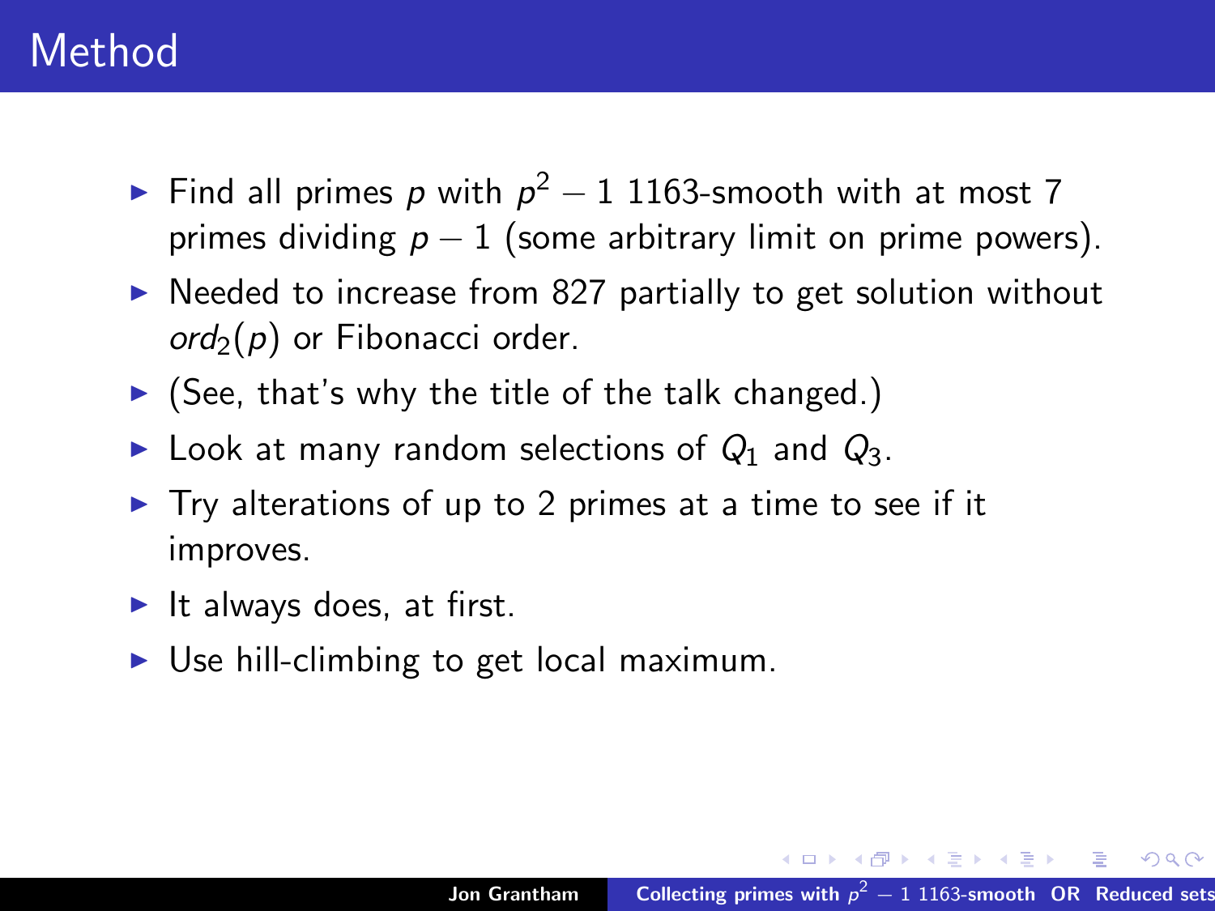# Method

- Find all primes $p$ with $p^2 - 1$ 1163-smooth with at most 7 primes dividing $p - 1$ (some arbitrary limit on prime powers).
- Needed to increase from 827 partially to get solution without $ord_2(p)$ or Fibonacci order.
- (See, that's why the title of the talk changed.)
- Look at many random selections of $Q_1$ and $Q_3$.
- Try alterations of up to 2 primes at a time to see if it improves.
- It always does, at first.
- Use hill-climbing to get local maximum.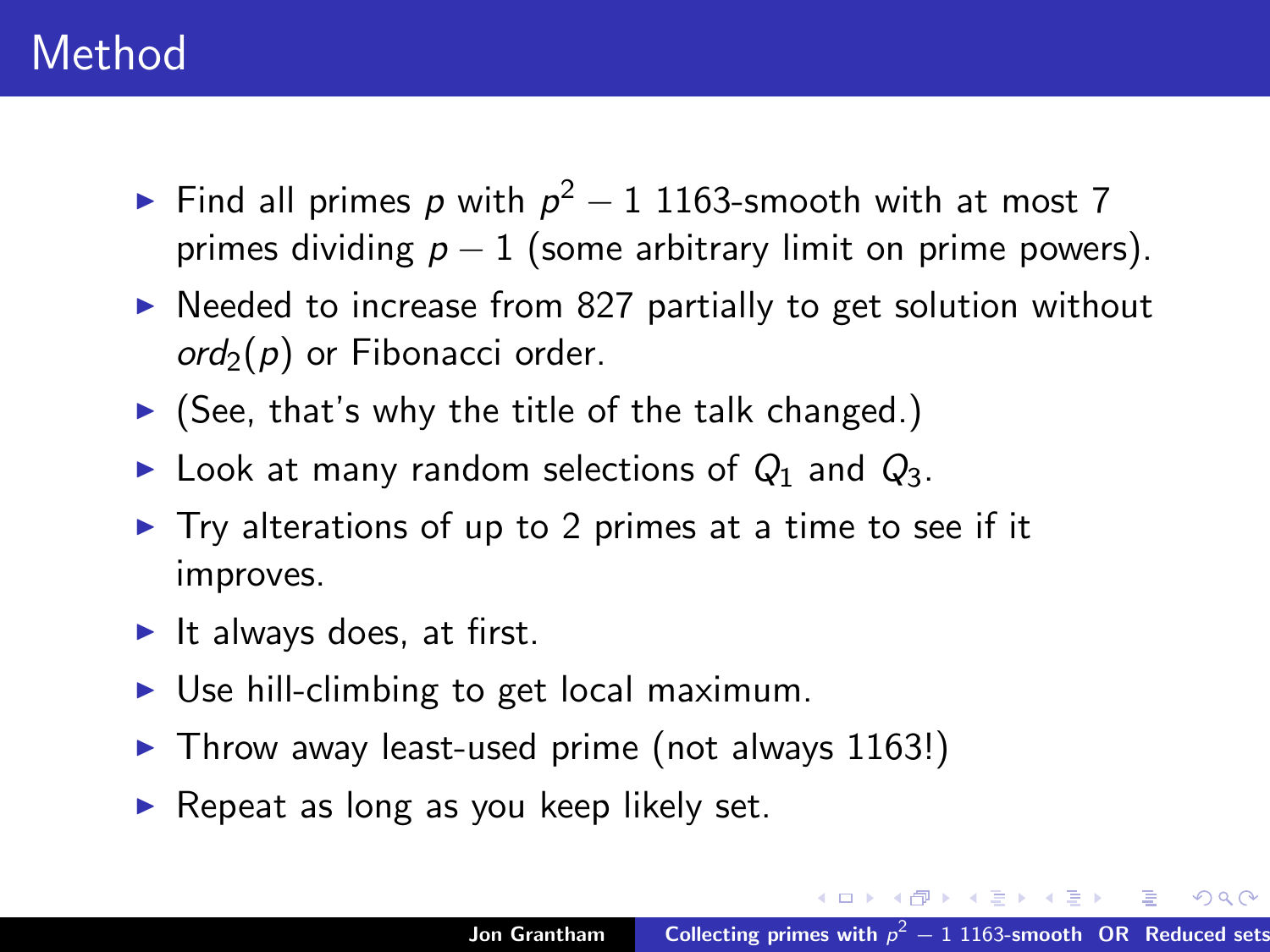# Method

- Find all primes $p$ with $p^2 - 1$ 1163-smooth with at most 7 primes dividing $p - 1$ (some arbitrary limit on prime powers).
- Needed to increase from 827 partially to get solution without $ord_2(p)$ or Fibonacci order.
- (See, that's why the title of the talk changed.)
- Look at many random selections of $Q_1$ and $Q_3$.
- Try alterations of up to 2 primes at a time to see if it improves.
- It always does, at first.
- Use hill-climbing to get local maximum.
- Throw away least-used prime (not always 1163!)
- Repeat as long as you keep likely set.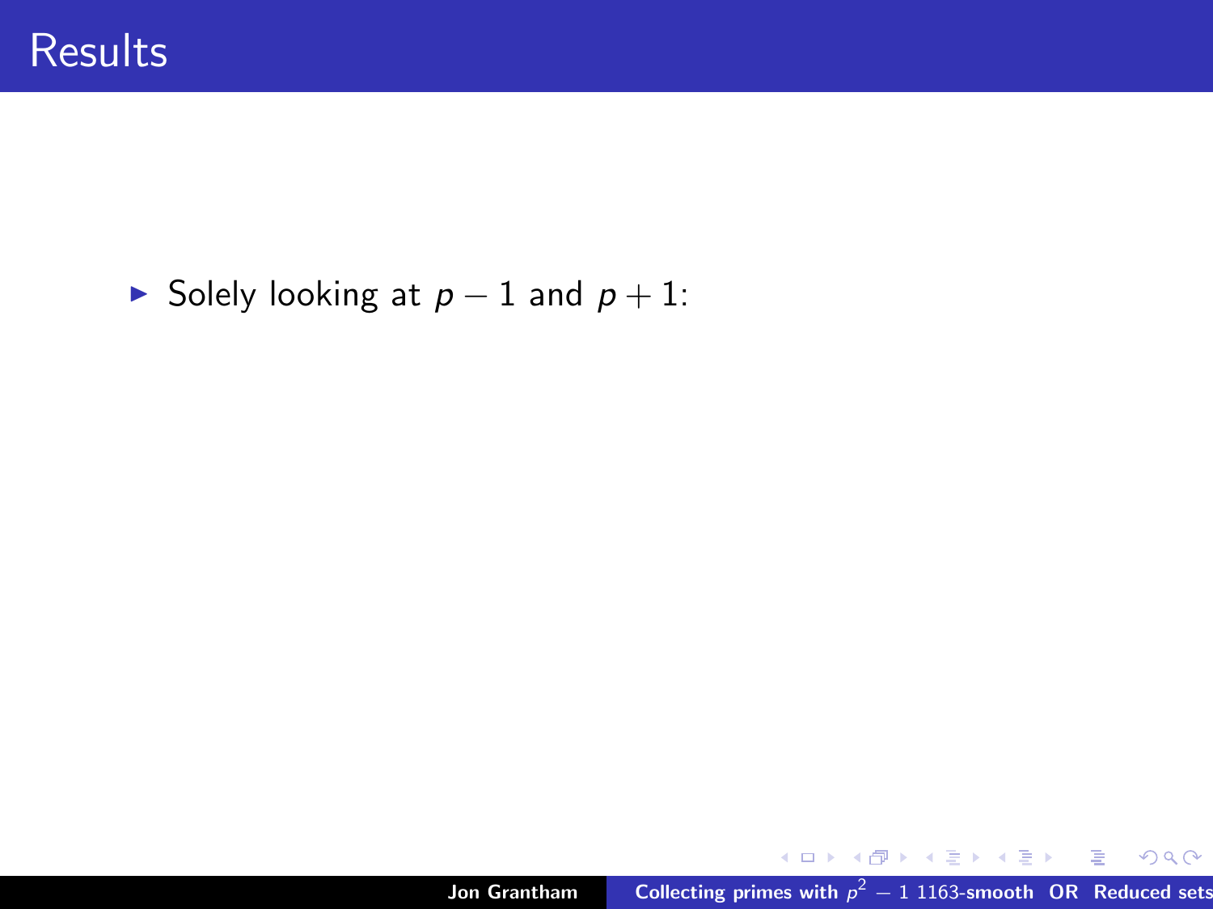# Results

- Solely looking at $p-1$ and $p+1$: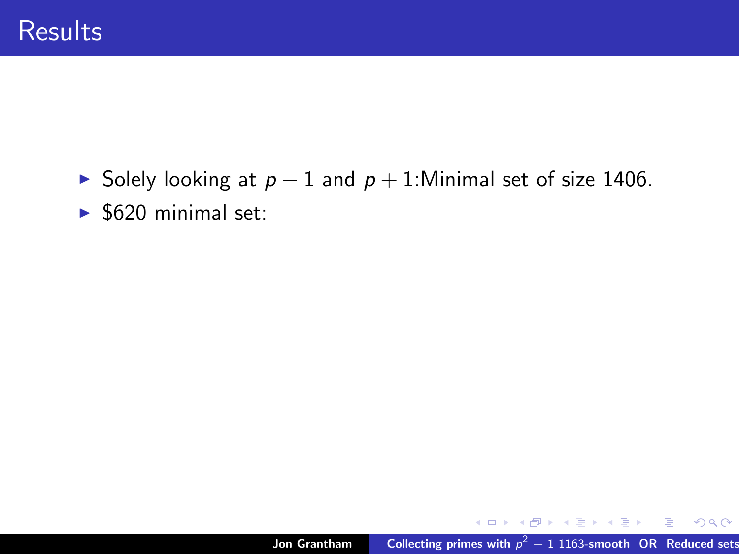# Results

- Solely looking at $p-1$ and $p+1$:Minimal set of size 1406.
- $620 minimal set: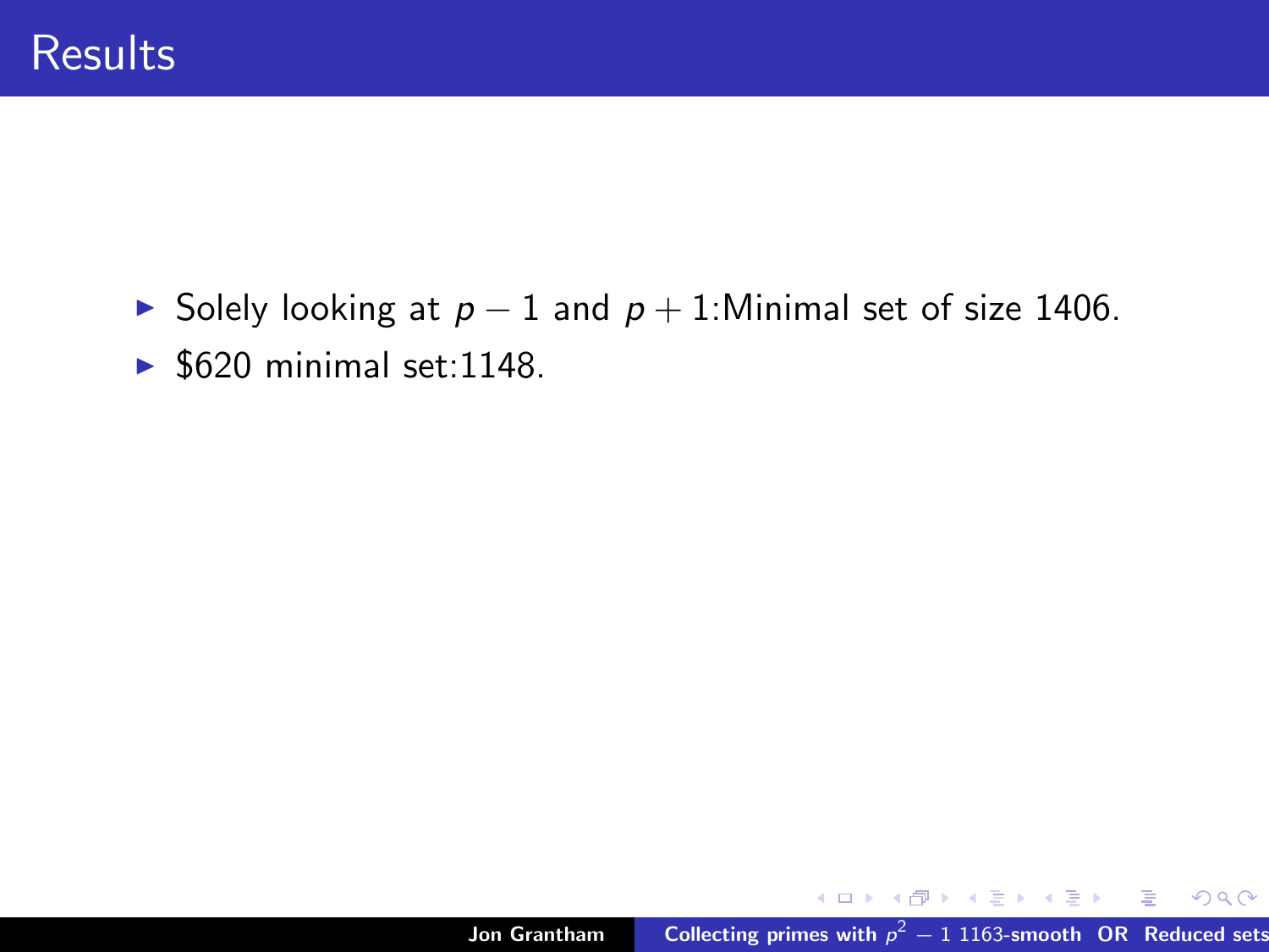# Results

- Solely looking at $p-1$ and $p+1$:Minimal set of size 1406.
- $620 minimal set:1148.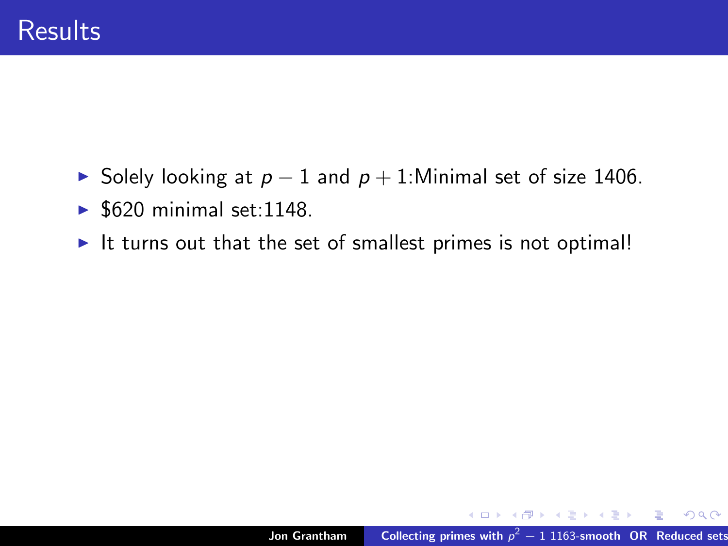# Results

- Solely looking at $p-1$ and $p+1$:Minimal set of size 1406.
- $620 minimal set:1148.
- It turns out that the set of smallest primes is not optimal!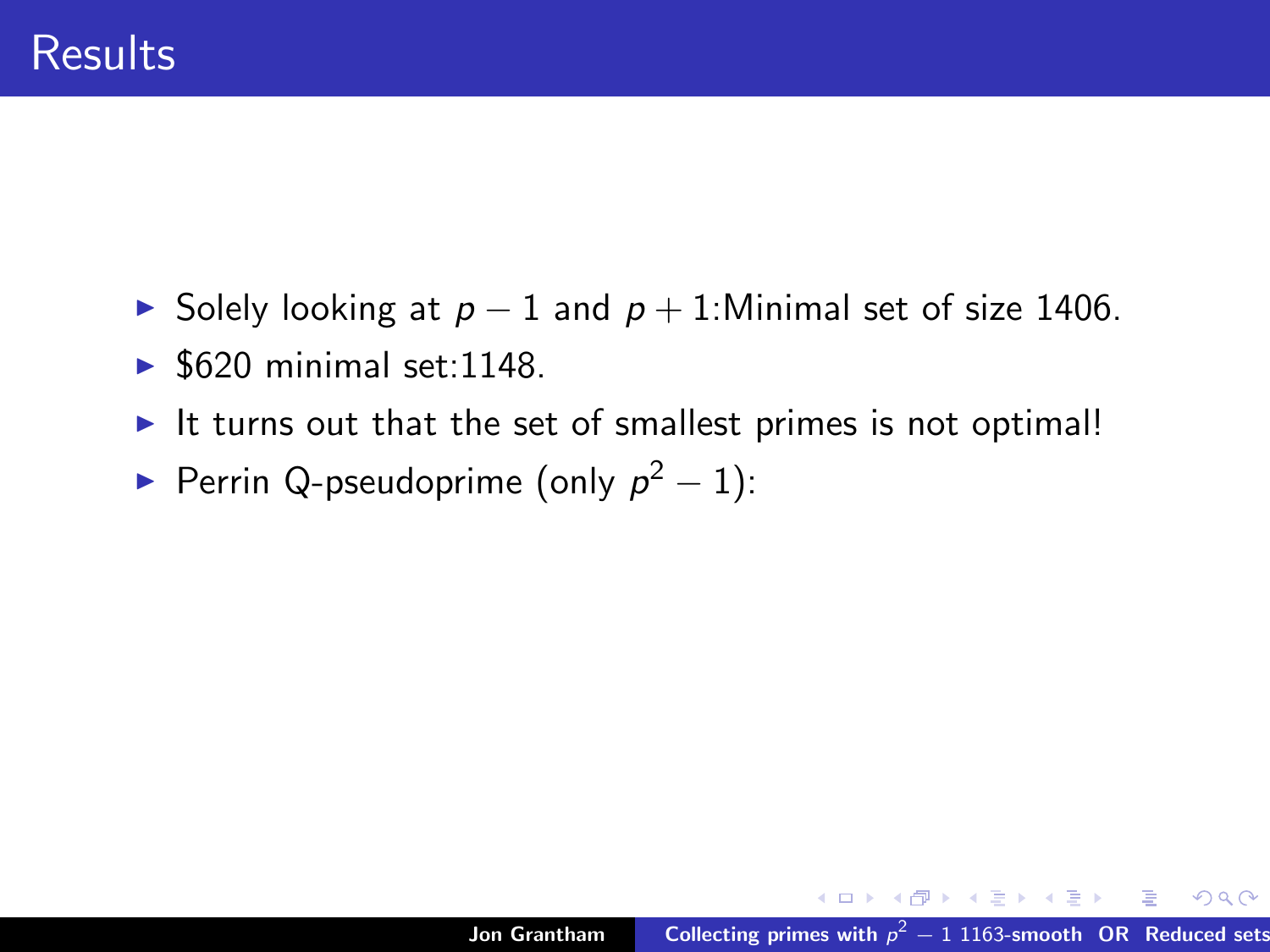# Results

- Solely looking at $p-1$ and $p+1$:Minimal set of size 1406.
- $620 minimal set:1148.
- It turns out that the set of smallest primes is not optimal!
- Perrin Q-pseudoprime (only $p^2-1$):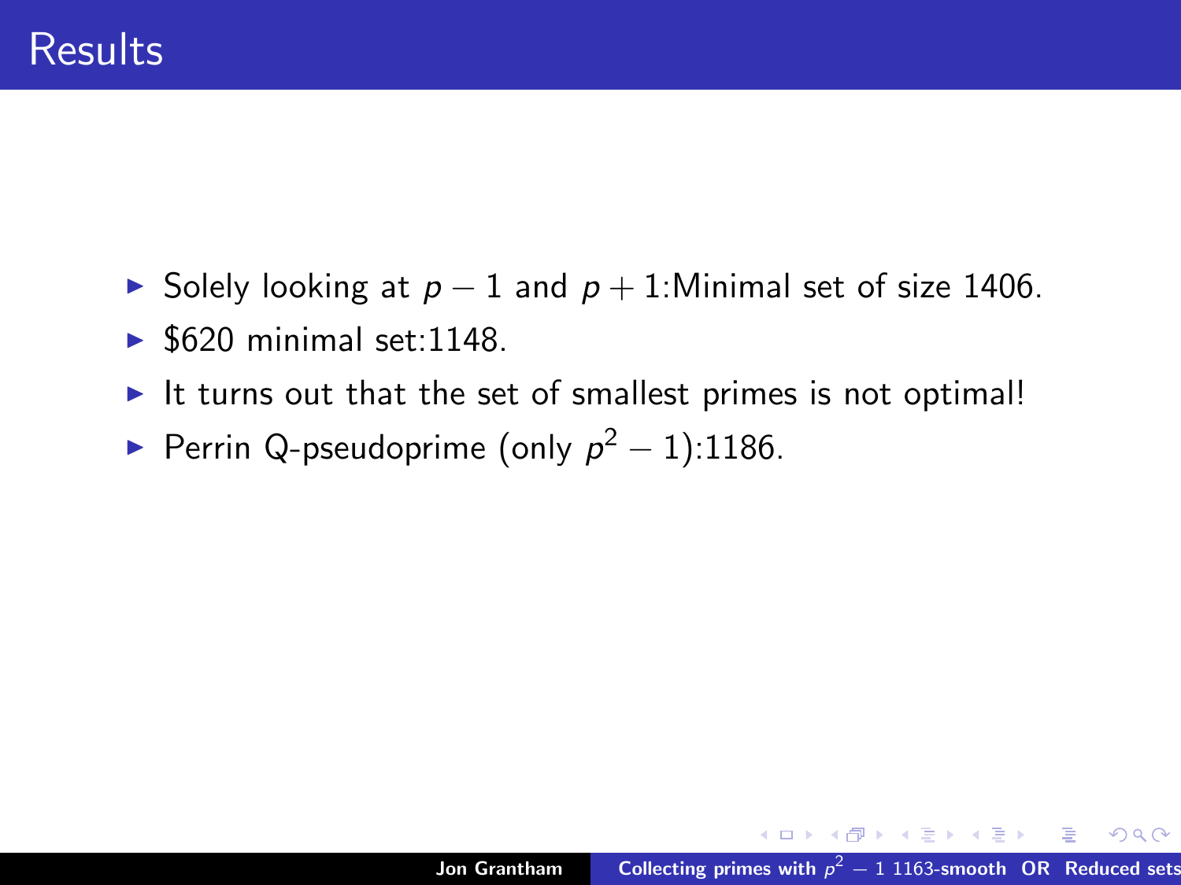# Results

- Solely looking at $p-1$ and $p+1$:Minimal set of size 1406.
- $620 minimal set:1148.
- It turns out that the set of smallest primes is not optimal!
- Perrin Q-pseudoprime (only $p^2-1$):1186.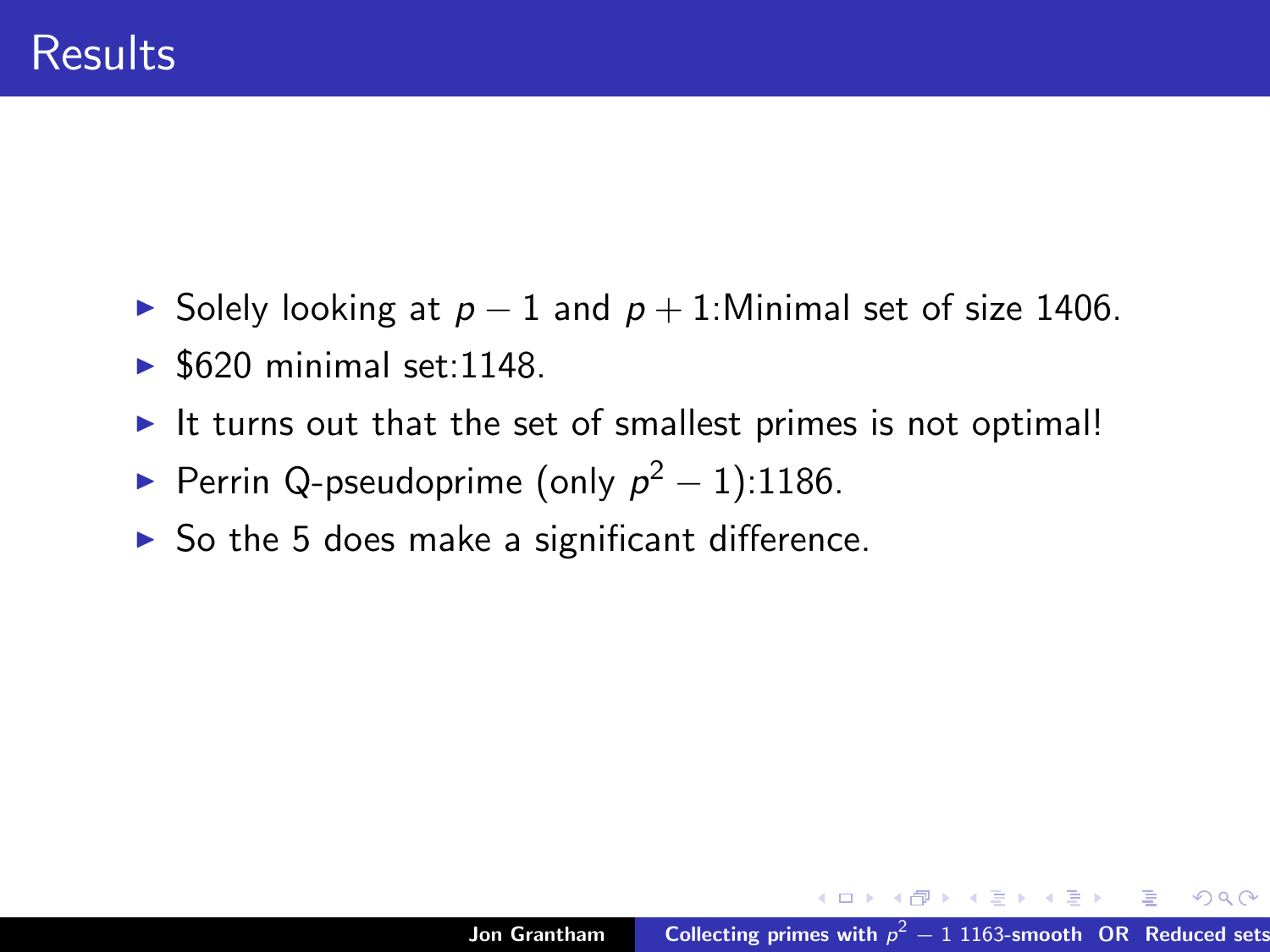# Results

- Solely looking at $p-1$ and $p+1$:Minimal set of size 1406.
- $620 minimal set:1148.
- It turns out that the set of smallest primes is not optimal!
- Perrin Q-pseudoprime (only $p^2-1$):1186.
- So the 5 does make a significant difference.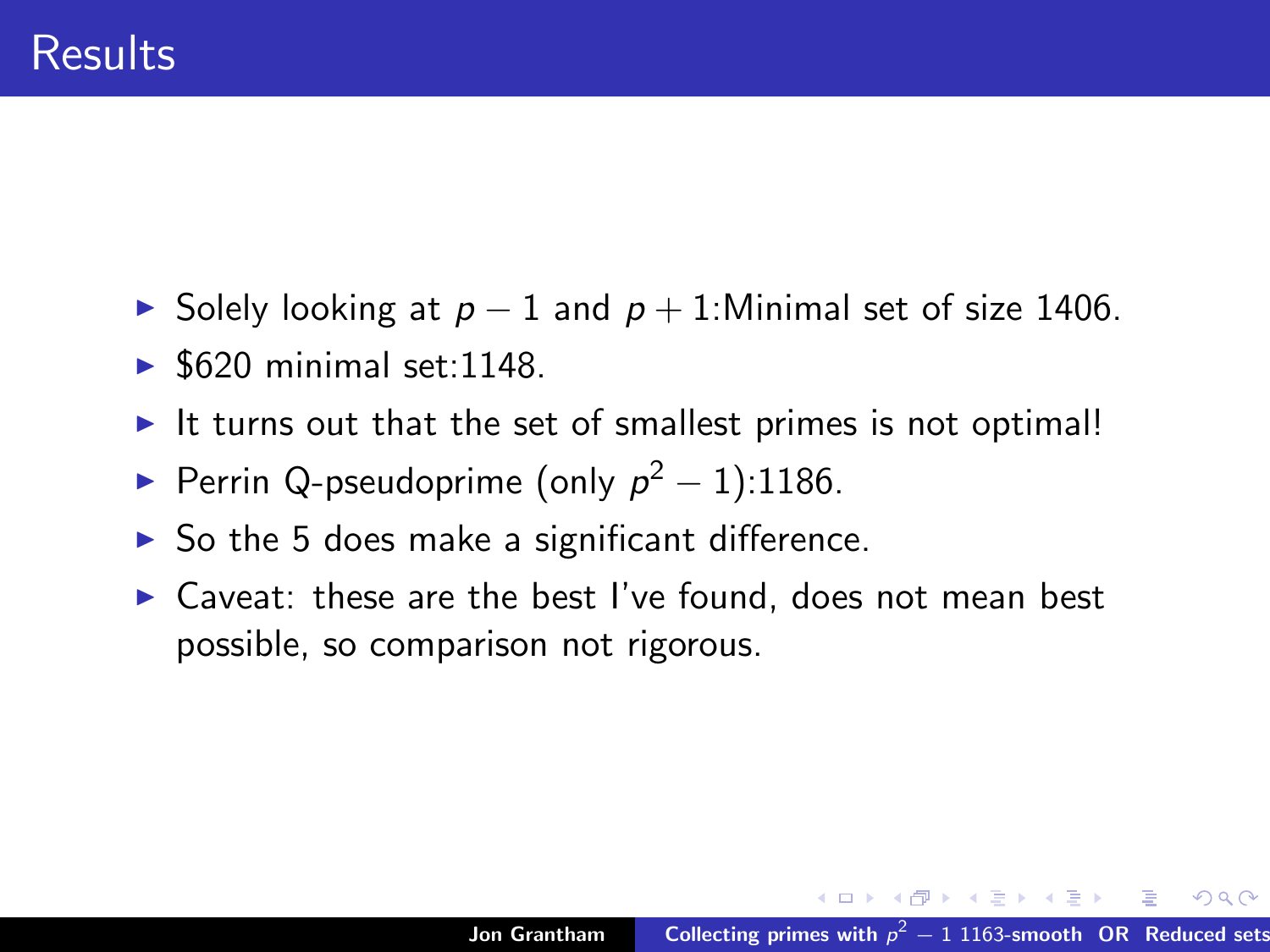# Results

- Solely looking at $p-1$ and $p+1$:Minimal set of size 1406.
- $620 minimal set:1148.
- It turns out that the set of smallest primes is not optimal!
- Perrin Q-pseudoprime (only $p^2-1$):1186.
- So the 5 does make a significant difference.
- Caveat: these are the best I've found, does not mean best possible, so comparison not rigorous.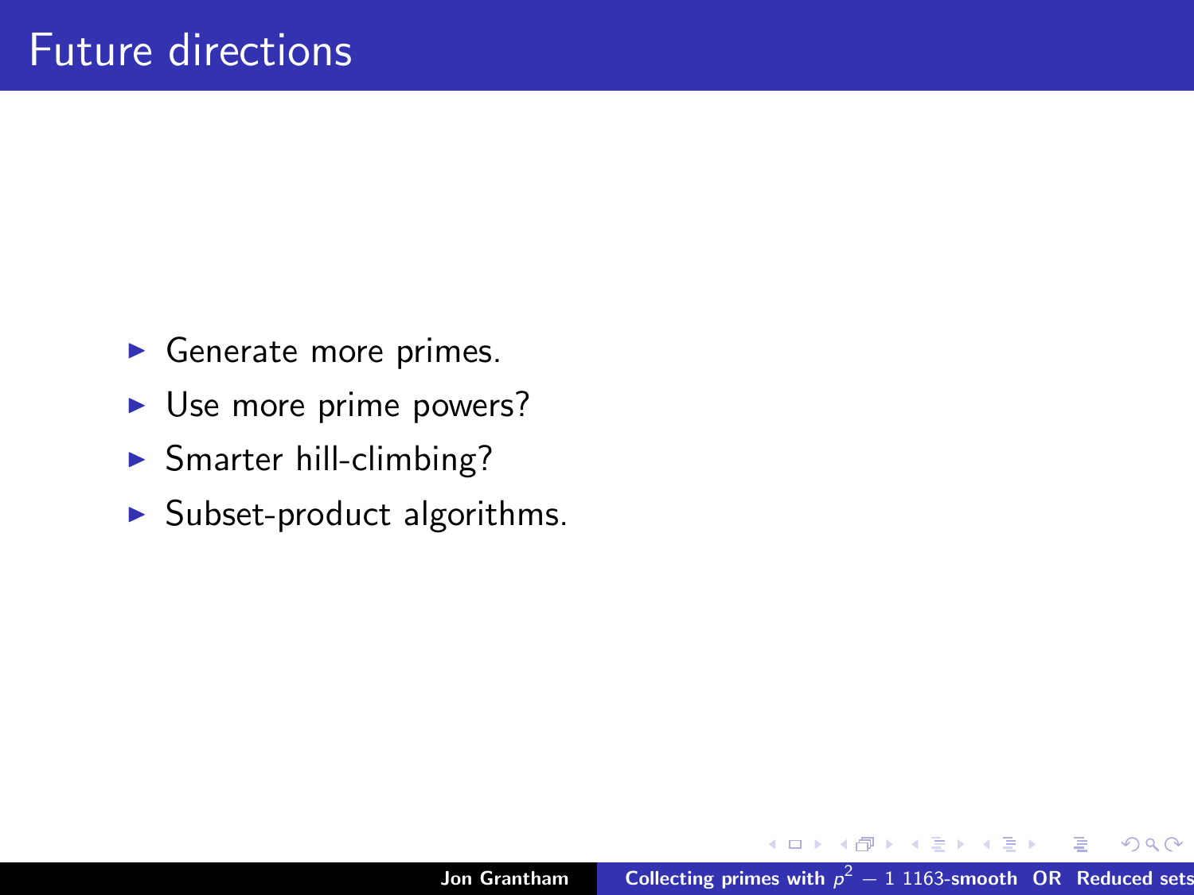# Future directions

- Generate more primes.
- Use more prime powers?
- Smarter hill-climbing?
- Subset-product algorithms.